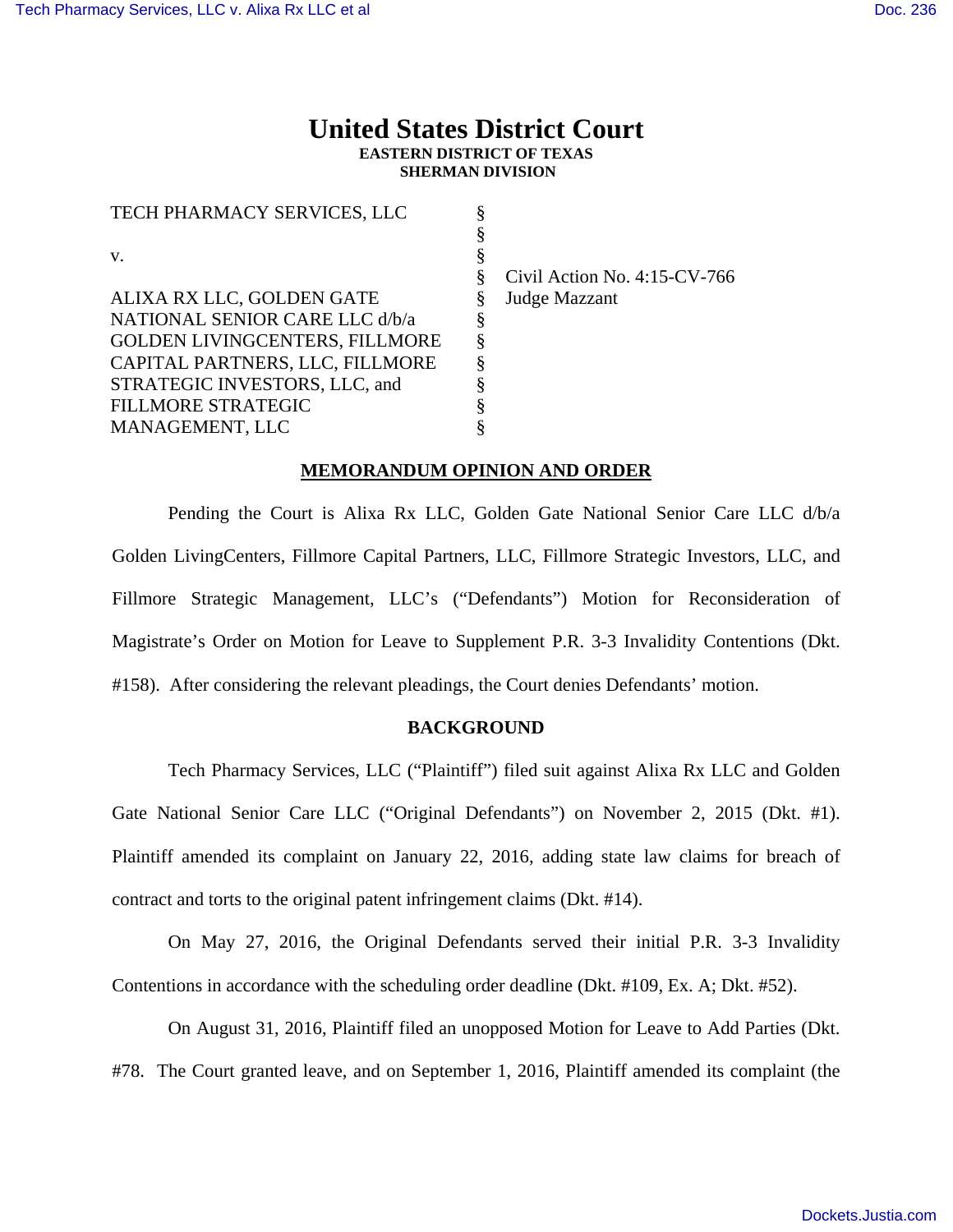# United States District Court
**EASTERN DISTRICT OF TEXAS**
**SHERMAN DIVISION**

| | | |
|---|---|---|
| TECH PHARMACY SERVICES, LLC | § | |
| | § | |
| v. | § | |
| | § | Civil Action No. 4:15-CV-766 |
| ALIXA RX LLC, GOLDEN GATE NATIONAL SENIOR CARE LLC d/b/a GOLDEN LIVINGCENTERS, FILLMORE CAPITAL PARTNERS, LLC, FILLMORE STRATEGIC INVESTORS, LLC, and FILLMORE STRATEGIC MANAGEMENT, LLC | § | Judge Mazzant |

## MEMORANDUM OPINION AND ORDER

Pending the Court is Alixa Rx LLC, Golden Gate National Senior Care LLC d/b/a Golden LivingCenters, Fillmore Capital Partners, LLC, Fillmore Strategic Investors, LLC, and Fillmore Strategic Management, LLC's ("Defendants") Motion for Reconsideration of Magistrate's Order on Motion for Leave to Supplement P.R. 3-3 Invalidity Contentions (Dkt. #158). After considering the relevant pleadings, the Court denies Defendants' motion.

## BACKGROUND

Tech Pharmacy Services, LLC ("Plaintiff") filed suit against Alixa Rx LLC and Golden Gate National Senior Care LLC ("Original Defendants") on November 2, 2015 (Dkt. #1). Plaintiff amended its complaint on January 22, 2016, adding state law claims for breach of contract and torts to the original patent infringement claims (Dkt. #14).

On May 27, 2016, the Original Defendants served their initial P.R. 3-3 Invalidity Contentions in accordance with the scheduling order deadline (Dkt. #109, Ex. A; Dkt. #52).

On August 31, 2016, Plaintiff filed an unopposed Motion for Leave to Add Parties (Dkt. #78. The Court granted leave, and on September 1, 2016, Plaintiff amended its complaint (the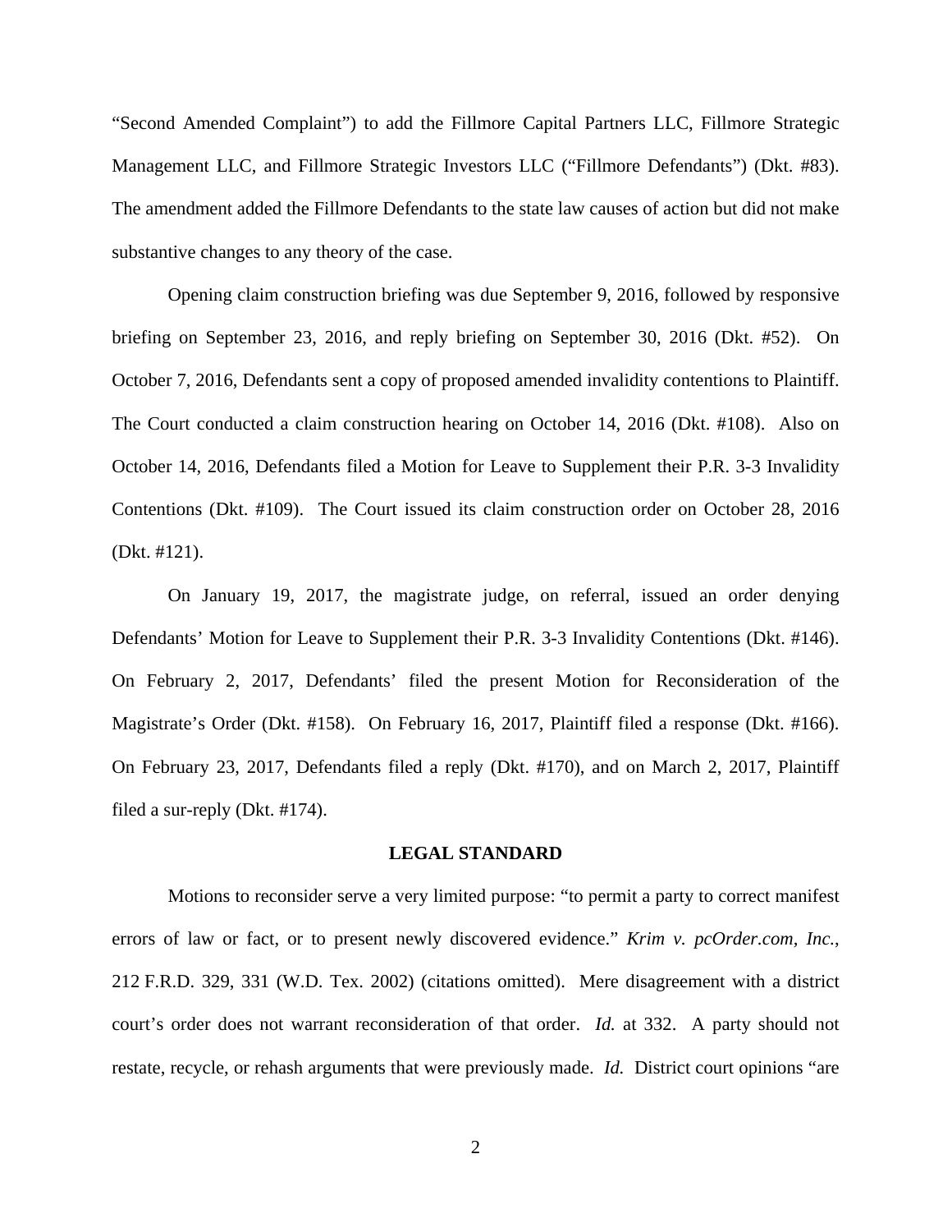"Second Amended Complaint") to add the Fillmore Capital Partners LLC, Fillmore Strategic Management LLC, and Fillmore Strategic Investors LLC ("Fillmore Defendants") (Dkt. #83). The amendment added the Fillmore Defendants to the state law causes of action but did not make substantive changes to any theory of the case.

Opening claim construction briefing was due September 9, 2016, followed by responsive briefing on September 23, 2016, and reply briefing on September 30, 2016 (Dkt. #52). On October 7, 2016, Defendants sent a copy of proposed amended invalidity contentions to Plaintiff. The Court conducted a claim construction hearing on October 14, 2016 (Dkt. #108). Also on October 14, 2016, Defendants filed a Motion for Leave to Supplement their P.R. 3-3 Invalidity Contentions (Dkt. #109). The Court issued its claim construction order on October 28, 2016 (Dkt. #121).

On January 19, 2017, the magistrate judge, on referral, issued an order denying Defendants' Motion for Leave to Supplement their P.R. 3-3 Invalidity Contentions (Dkt. #146). On February 2, 2017, Defendants' filed the present Motion for Reconsideration of the Magistrate's Order (Dkt. #158). On February 16, 2017, Plaintiff filed a response (Dkt. #166). On February 23, 2017, Defendants filed a reply (Dkt. #170), and on March 2, 2017, Plaintiff filed a sur-reply (Dkt. #174).

## LEGAL STANDARD

Motions to reconsider serve a very limited purpose: "to permit a party to correct manifest errors of law or fact, or to present newly discovered evidence." *Krim v. pcOrder.com, Inc.*, 212 F.R.D. 329, 331 (W.D. Tex. 2002) (citations omitted). Mere disagreement with a district court's order does not warrant reconsideration of that order. *Id.* at 332. A party should not restate, recycle, or rehash arguments that were previously made. *Id.* District court opinions "are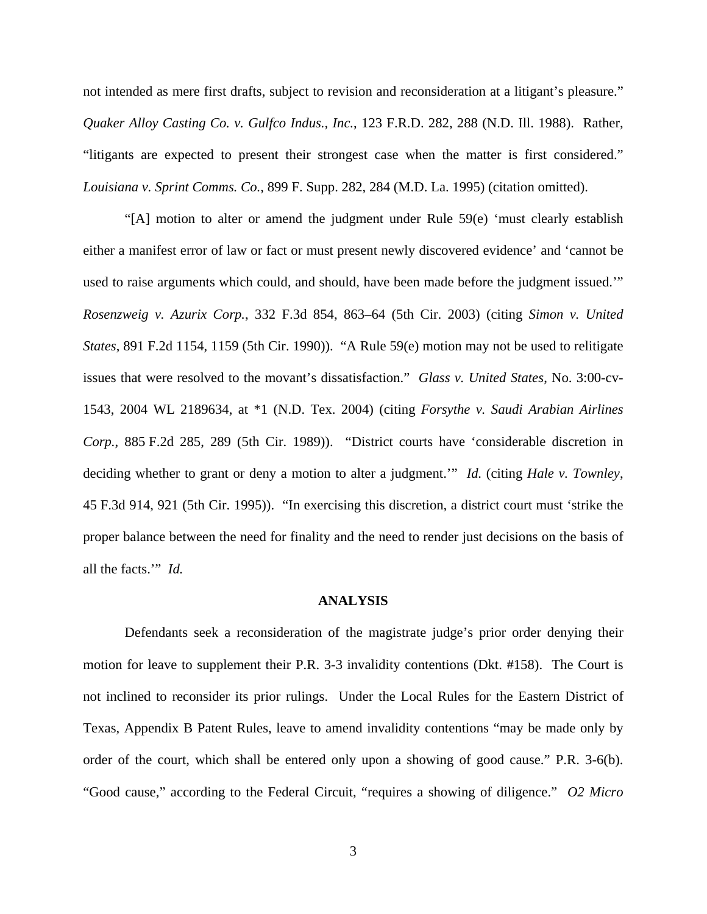not intended as mere first drafts, subject to revision and reconsideration at a litigant's pleasure." *Quaker Alloy Casting Co. v. Gulfco Indus., Inc.*, 123 F.R.D. 282, 288 (N.D. Ill. 1988). Rather, "litigants are expected to present their strongest case when the matter is first considered." *Louisiana v. Sprint Comms. Co.*, 899 F. Supp. 282, 284 (M.D. La. 1995) (citation omitted).

"[A] motion to alter or amend the judgment under Rule 59(e) 'must clearly establish either a manifest error of law or fact or must present newly discovered evidence' and 'cannot be used to raise arguments which could, and should, have been made before the judgment issued.'" *Rosenzweig v. Azurix Corp.*, 332 F.3d 854, 863–64 (5th Cir. 2003) (citing *Simon v. United States*, 891 F.2d 1154, 1159 (5th Cir. 1990)). "A Rule 59(e) motion may not be used to relitigate issues that were resolved to the movant's dissatisfaction." *Glass v. United States*, No. 3:00-cv-1543, 2004 WL 2189634, at *1 (N.D. Tex. 2004) (citing *Forsythe v. Saudi Arabian Airlines Corp.*, 885 F.2d 285, 289 (5th Cir. 1989)). "District courts have 'considerable discretion in deciding whether to grant or deny a motion to alter a judgment.'" *Id.* (citing *Hale v. Townley*, 45 F.3d 914, 921 (5th Cir. 1995)). "In exercising this discretion, a district court must 'strike the proper balance between the need for finality and the need to render just decisions on the basis of all the facts.'" *Id.*

## ANALYSIS

Defendants seek a reconsideration of the magistrate judge's prior order denying their motion for leave to supplement their P.R. 3-3 invalidity contentions (Dkt. #158). The Court is not inclined to reconsider its prior rulings. Under the Local Rules for the Eastern District of Texas, Appendix B Patent Rules, leave to amend invalidity contentions "may be made only by order of the court, which shall be entered only upon a showing of good cause." P.R. 3-6(b). "Good cause," according to the Federal Circuit, "requires a showing of diligence." *O2 Micro*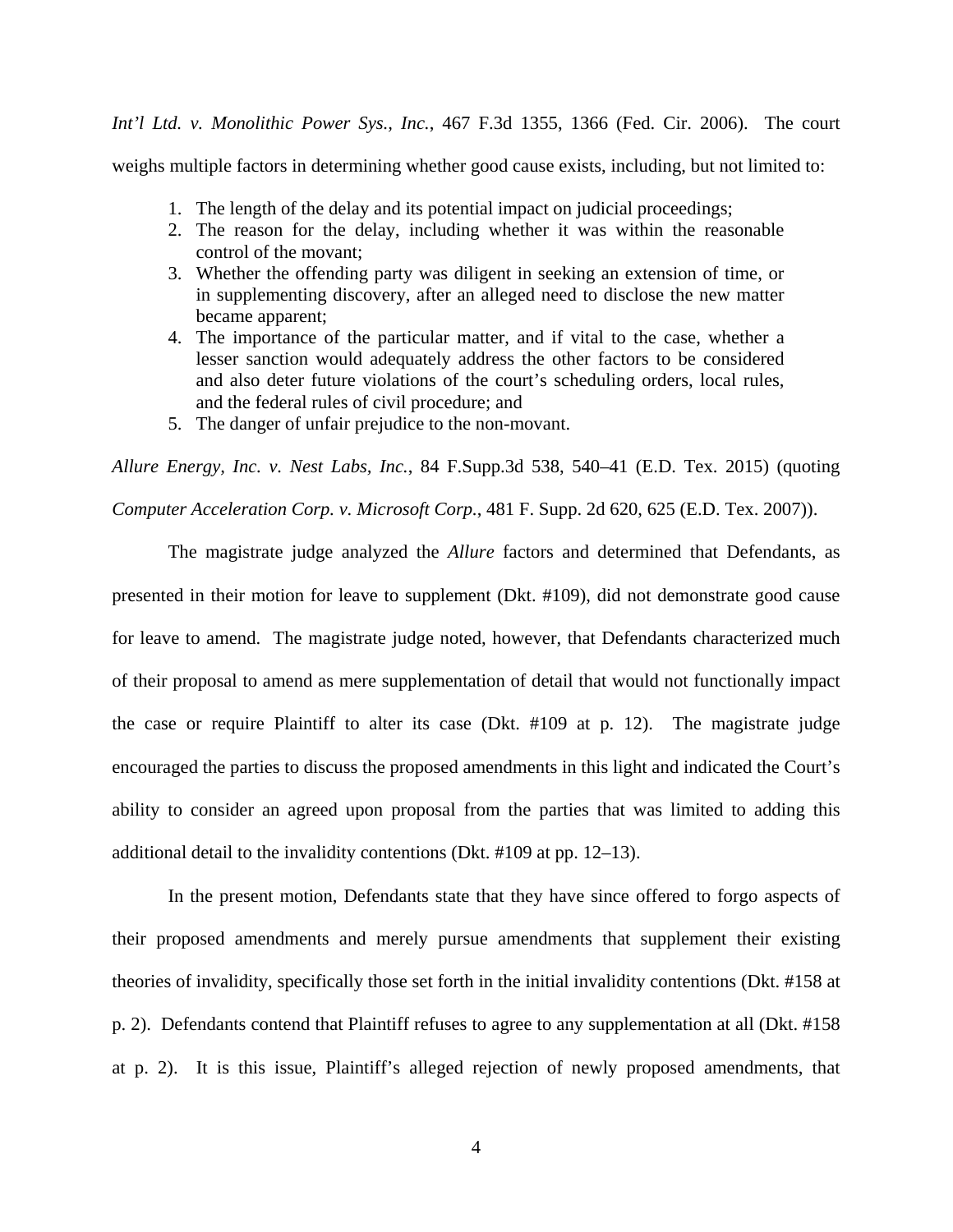*Int'l Ltd. v. Monolithic Power Sys., Inc.*, 467 F.3d 1355, 1366 (Fed. Cir. 2006). The court weighs multiple factors in determining whether good cause exists, including, but not limited to:

1. The length of the delay and its potential impact on judicial proceedings;
2. The reason for the delay, including whether it was within the reasonable control of the movant;
3. Whether the offending party was diligent in seeking an extension of time, or in supplementing discovery, after an alleged need to disclose the new matter became apparent;
4. The importance of the particular matter, and if vital to the case, whether a lesser sanction would adequately address the other factors to be considered and also deter future violations of the court's scheduling orders, local rules, and the federal rules of civil procedure; and
5. The danger of unfair prejudice to the non-movant.

*Allure Energy, Inc. v. Nest Labs, Inc.*, 84 F.Supp.3d 538, 540–41 (E.D. Tex. 2015) (quoting *Computer Acceleration Corp. v. Microsoft Corp.*, 481 F. Supp. 2d 620, 625 (E.D. Tex. 2007)).

The magistrate judge analyzed the *Allure* factors and determined that Defendants, as presented in their motion for leave to supplement (Dkt. #109), did not demonstrate good cause for leave to amend. The magistrate judge noted, however, that Defendants characterized much of their proposal to amend as mere supplementation of detail that would not functionally impact the case or require Plaintiff to alter its case (Dkt. #109 at p. 12). The magistrate judge encouraged the parties to discuss the proposed amendments in this light and indicated the Court's ability to consider an agreed upon proposal from the parties that was limited to adding this additional detail to the invalidity contentions (Dkt. #109 at pp. 12–13).

In the present motion, Defendants state that they have since offered to forgo aspects of their proposed amendments and merely pursue amendments that supplement their existing theories of invalidity, specifically those set forth in the initial invalidity contentions (Dkt. #158 at p. 2). Defendants contend that Plaintiff refuses to agree to any supplementation at all (Dkt. #158 at p. 2). It is this issue, Plaintiff's alleged rejection of newly proposed amendments, that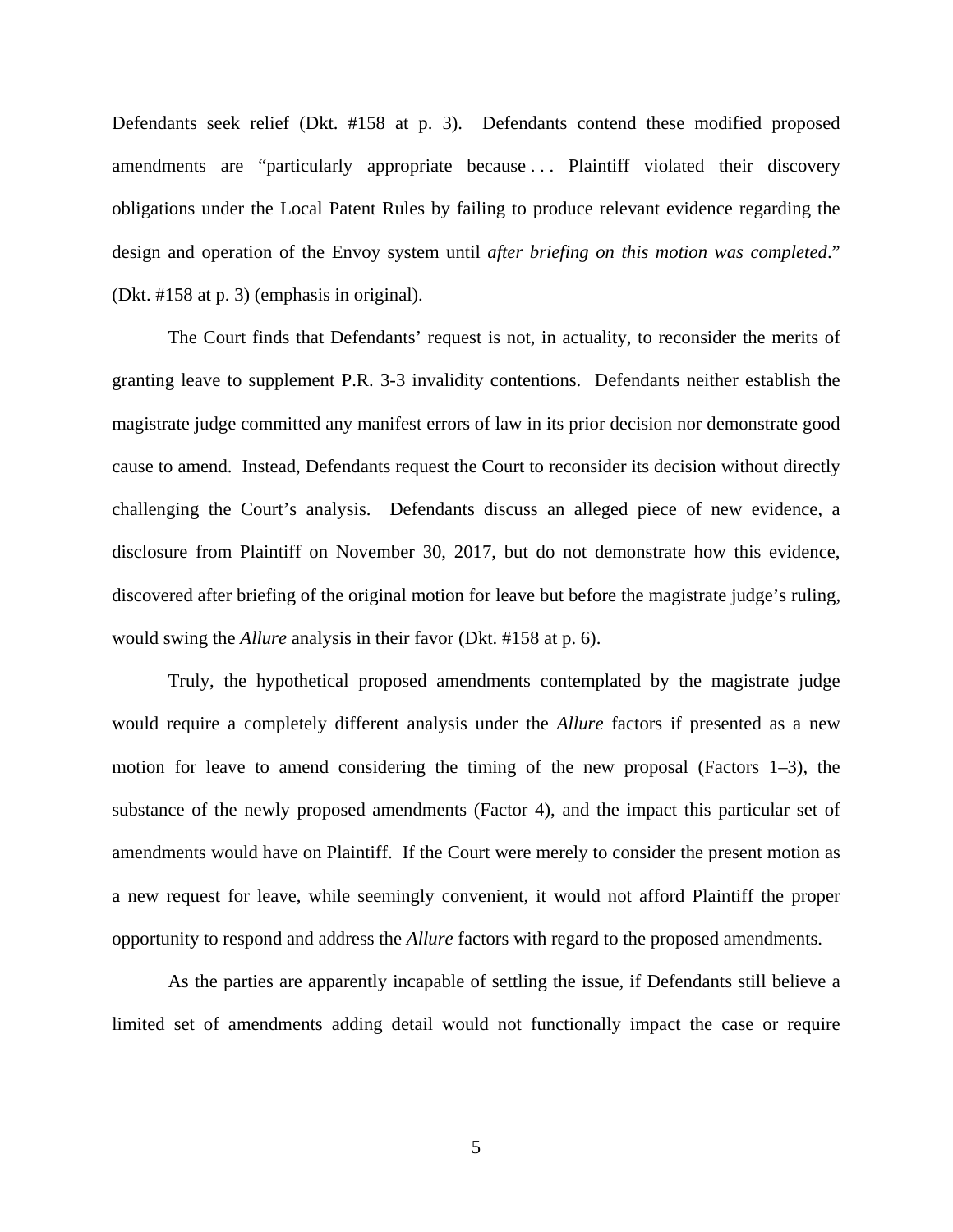Defendants seek relief (Dkt. #158 at p. 3). Defendants contend these modified proposed amendments are "particularly appropriate because . . . Plaintiff violated their discovery obligations under the Local Patent Rules by failing to produce relevant evidence regarding the design and operation of the Envoy system until *after briefing on this motion was completed*." (Dkt. #158 at p. 3) (emphasis in original).

The Court finds that Defendants' request is not, in actuality, to reconsider the merits of granting leave to supplement P.R. 3-3 invalidity contentions. Defendants neither establish the magistrate judge committed any manifest errors of law in its prior decision nor demonstrate good cause to amend. Instead, Defendants request the Court to reconsider its decision without directly challenging the Court's analysis. Defendants discuss an alleged piece of new evidence, a disclosure from Plaintiff on November 30, 2017, but do not demonstrate how this evidence, discovered after briefing of the original motion for leave but before the magistrate judge's ruling, would swing the *Allure* analysis in their favor (Dkt. #158 at p. 6).

Truly, the hypothetical proposed amendments contemplated by the magistrate judge would require a completely different analysis under the *Allure* factors if presented as a new motion for leave to amend considering the timing of the new proposal (Factors 1–3), the substance of the newly proposed amendments (Factor 4), and the impact this particular set of amendments would have on Plaintiff. If the Court were merely to consider the present motion as a new request for leave, while seemingly convenient, it would not afford Plaintiff the proper opportunity to respond and address the *Allure* factors with regard to the proposed amendments.

As the parties are apparently incapable of settling the issue, if Defendants still believe a limited set of amendments adding detail would not functionally impact the case or require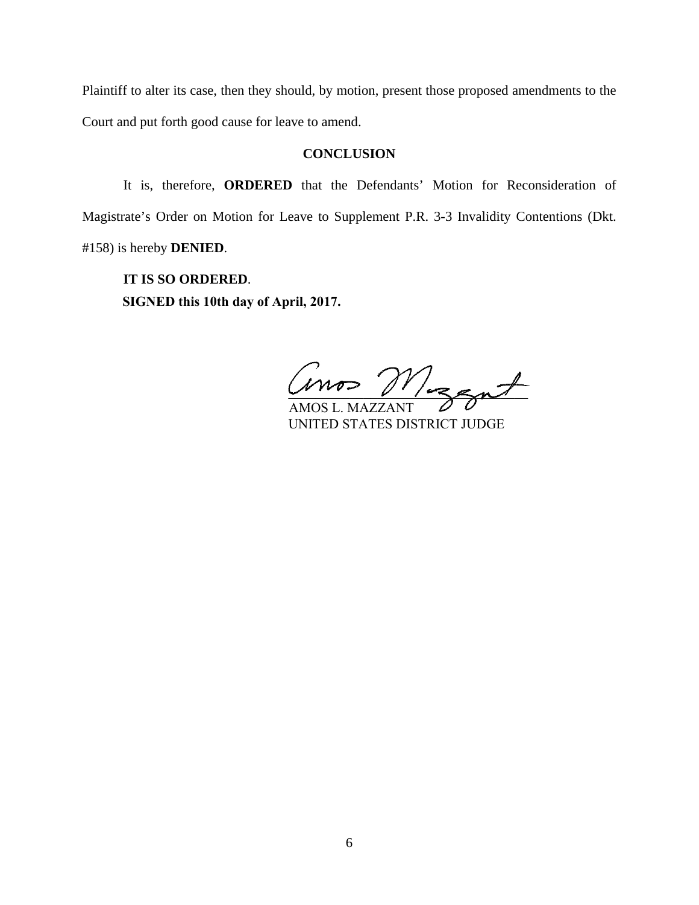Plaintiff to alter its case, then they should, by motion, present those proposed amendments to the Court and put forth good cause for leave to amend.

## CONCLUSION

It is, therefore, **ORDERED** that the Defendants' Motion for Reconsideration of Magistrate's Order on Motion for Leave to Supplement P.R. 3-3 Invalidity Contentions (Dkt. #158) is hereby **DENIED**.

**IT IS SO ORDERED**.

**SIGNED this 10th day of April, 2017.**

AMOS L. MAZZANT
UNITED STATES DISTRICT JUDGE